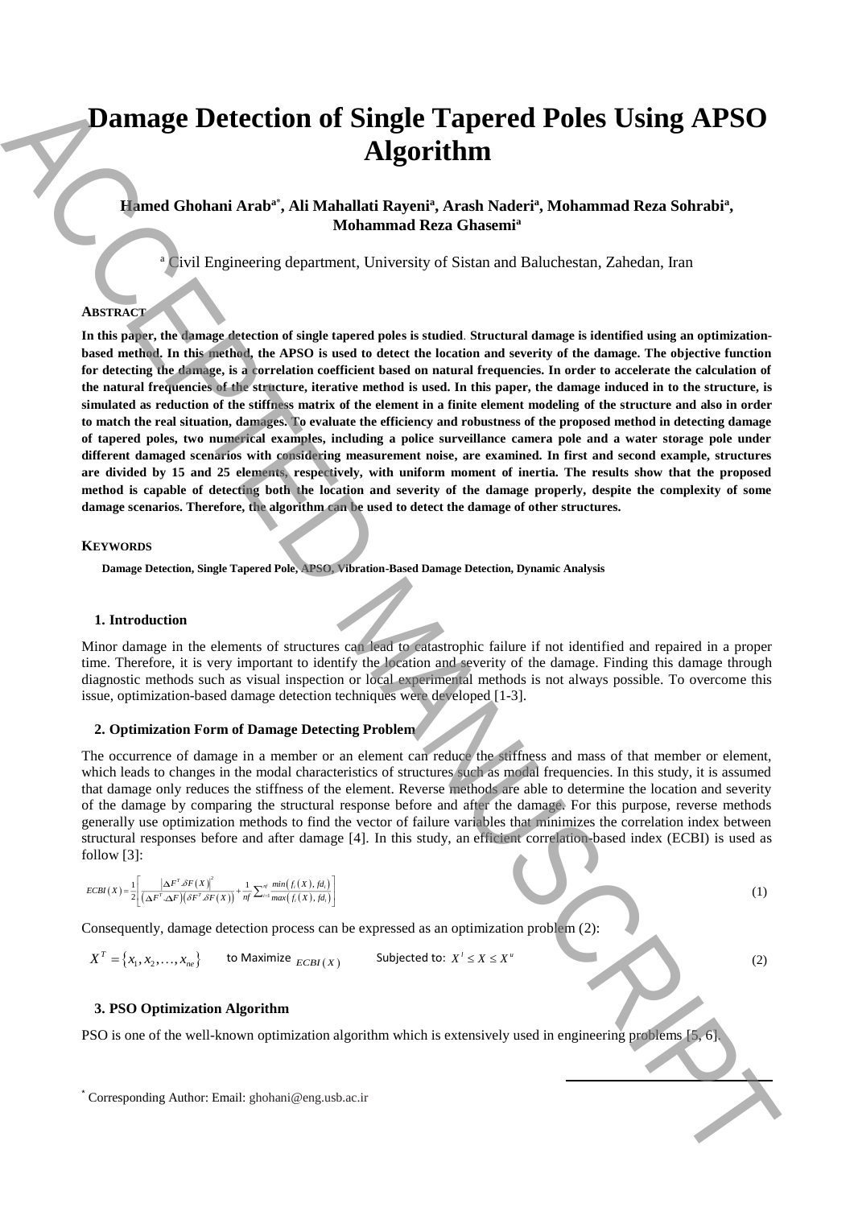# Damage Detection of Single Tapered Poles Using APSO Algorithm

**Hamed Ghohani Arab[a*], Ali Mahallati Rayeni[a], Arash Naderi[a], Mohammad Reza Sohrabi[a], Mohammad Reza Ghasemi[a]**

[a] Civil Engineering department, University of Sistan and Baluchestan, Zahedan, Iran

**ABSTRACT**

**In this paper, the damage detection of single tapered poles is studied. Structural damage is identified using an optimization-based method. In this method, the APSO is used to detect the location and severity of the damage. The objective function for detecting the damage, is a correlation coefficient based on natural frequencies. In order to accelerate the calculation of the natural frequencies of the structure, iterative method is used. In this paper, the damage induced in to the structure, is simulated as reduction of the stiffness matrix of the element in a finite element modeling of the structure and also in order to match the real situation, damages. To evaluate the efficiency and robustness of the proposed method in detecting damage of tapered poles, two numerical examples, including a police surveillance camera pole and a water storage pole under different damaged scenarios with considering measurement noise, are examined. In first and second example, structures are divided by 15 and 25 elements, respectively, with uniform moment of inertia. The results show that the proposed method is capable of detecting both the location and severity of the damage properly, despite the complexity of some damage scenarios. Therefore, the algorithm can be used to detect the damage of other structures.**

**KEYWORDS**

**Damage Detection, Single Tapered Pole, APSO, Vibration-Based Damage Detection, Dynamic Analysis**

## 1. Introduction

Minor damage in the elements of structures can lead to catastrophic failure if not identified and repaired in a proper time. Therefore, it is very important to identify the location and severity of the damage. Finding this damage through diagnostic methods such as visual inspection or local experimental methods is not always possible. To overcome this issue, optimization-based damage detection techniques were developed [1-3].

## 2. Optimization Form of Damage Detecting Problem

The occurrence of damage in a member or an element can reduce the stiffness and mass of that member or element, which leads to changes in the modal characteristics of structures such as modal frequencies. In this study, it is assumed that damage only reduces the stiffness of the element. Reverse methods are able to determine the location and severity of the damage by comparing the structural response before and after the damage. For this purpose, reverse methods generally use optimization methods to find the vector of failure variables that minimizes the correlation index between structural responses before and after damage [4]. In this study, an efficient correlation-based index (ECBI) is used as follow [3]:

$$ECBI(X) = \frac{1}{2}\left[\frac{\left|\Delta F^T.\delta F(X)\right|^2}{\left(\Delta F^T.\Delta F\right)\left(\delta F^T.\delta F(X)\right)} + \frac{1}{nf}\sum_{i=1}^{nf}\frac{min\left(f_i(X), fd_i\right)}{max\left(f_i(X), fd_i\right)}\right] \tag{1}$$

Consequently, damage detection process can be expressed as an optimization problem (2):

$$X^T = \{x_1, x_2, \ldots, x_{ne}\} \quad \text{to Maximize } ECBI(X) \quad \text{Subjected to: } X^l \le X \le X^u \tag{2}$$

## 3. PSO Optimization Algorithm

PSO is one of the well-known optimization algorithm which is extensively used in engineering problems [5, 6].

[*] Corresponding Author: Email: ghohani@eng.usb.ac.ir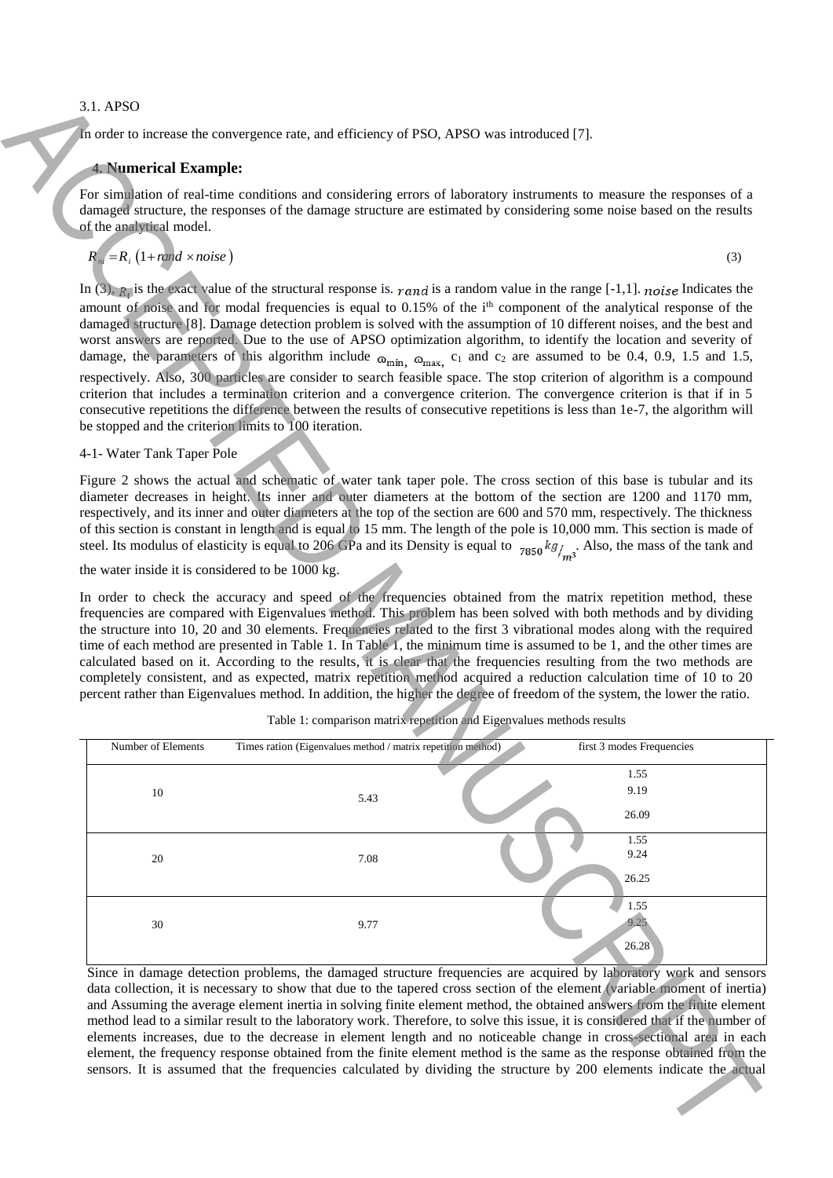3.1. APSO

In order to increase the convergence rate, and efficiency of PSO, APSO was introduced [7].

## 4. Numerical Example:

For simulation of real-time conditions and considering errors of laboratory instruments to measure the responses of a damaged structure, the responses of the damage structure are estimated by considering some noise based on the results of the analytical model.

$$R_{ni} = R_i \left(1 + rand \times noise\right) \qquad (3)$$

In (3), $R_i$ is the exact value of the structural response is. $rand$ is a random value in the range [-1,1]. $noise$ Indicates the amount of noise and for modal frequencies is equal to 0.15% of the i[th] component of the analytical response of the damaged structure [8]. Damage detection problem is solved with the assumption of 10 different noises, and the best and worst answers are reported. Due to the use of APSO optimization algorithm, to identify the location and severity of damage, the parameters of this algorithm include $\omega_{\min}$, $\omega_{\max}$, $c_1$ and $c_2$ are assumed to be 0.4, 0.9, 1.5 and 1.5, respectively. Also, 300 particles are consider to search feasible space. The stop criterion of algorithm is a compound criterion that includes a termination criterion and a convergence criterion. The convergence criterion is that if in 5 consecutive repetitions the difference between the results of consecutive repetitions is less than 1e-7, the algorithm will be stopped and the criterion limits to 100 iteration.

4-1- Water Tank Taper Pole

Figure 2 shows the actual and schematic of water tank taper pole. The cross section of this base is tubular and its diameter decreases in height. Its inner and outer diameters at the bottom of the section are 1200 and 1170 mm, respectively, and its inner and outer diameters at the top of the section are 600 and 570 mm, respectively. The thickness of this section is constant in length and is equal to 15 mm. The length of the pole is 10,000 mm. This section is made of steel. Its modulus of elasticity is equal to 206 GPa and its Density is equal to $7850\, kg/_{m^3}$. Also, the mass of the tank and the water inside it is considered to be 1000 kg.

In order to check the accuracy and speed of the frequencies obtained from the matrix repetition method, these frequencies are compared with Eigenvalues method. This problem has been solved with both methods and by dividing the structure into 10, 20 and 30 elements. Frequencies related to the first 3 vibrational modes along with the required time of each method are presented in Table 1. In Table 1, the minimum time is assumed to be 1, and the other times are calculated based on it. According to the results, it is clear that the frequencies resulting from the two methods are completely consistent, and as expected, matrix repetition method acquired a reduction calculation time of 10 to 20 percent rather than Eigenvalues method. In addition, the higher the degree of freedom of the system, the lower the ratio.

Table 1: comparison matrix repetition and Eigenvalues methods results

| Number of Elements | Times ration (Eigenvalues method / matrix repetition method) | first 3 modes Frequencies |
|---|---|---|
| 10 | 5.43 | 1.55<br>9.19<br>26.09 |
| 20 | 7.08 | 1.55<br>9.24<br>26.25 |
| 30 | 9.77 | 1.55<br>9.25<br>26.28 |

Since in damage detection problems, the damaged structure frequencies are acquired by laboratory work and sensors data collection, it is necessary to show that due to the tapered cross section of the element (variable moment of inertia) and Assuming the average element inertia in solving finite element method, the obtained answers from the finite element method lead to a similar result to the laboratory work. Therefore, to solve this issue, it is considered that if the number of elements increases, due to the decrease in element length and no noticeable change in cross-sectional area in each element, the frequency response obtained from the finite element method is the same as the response obtained from the sensors. It is assumed that the frequencies calculated by dividing the structure by 200 elements indicate the actual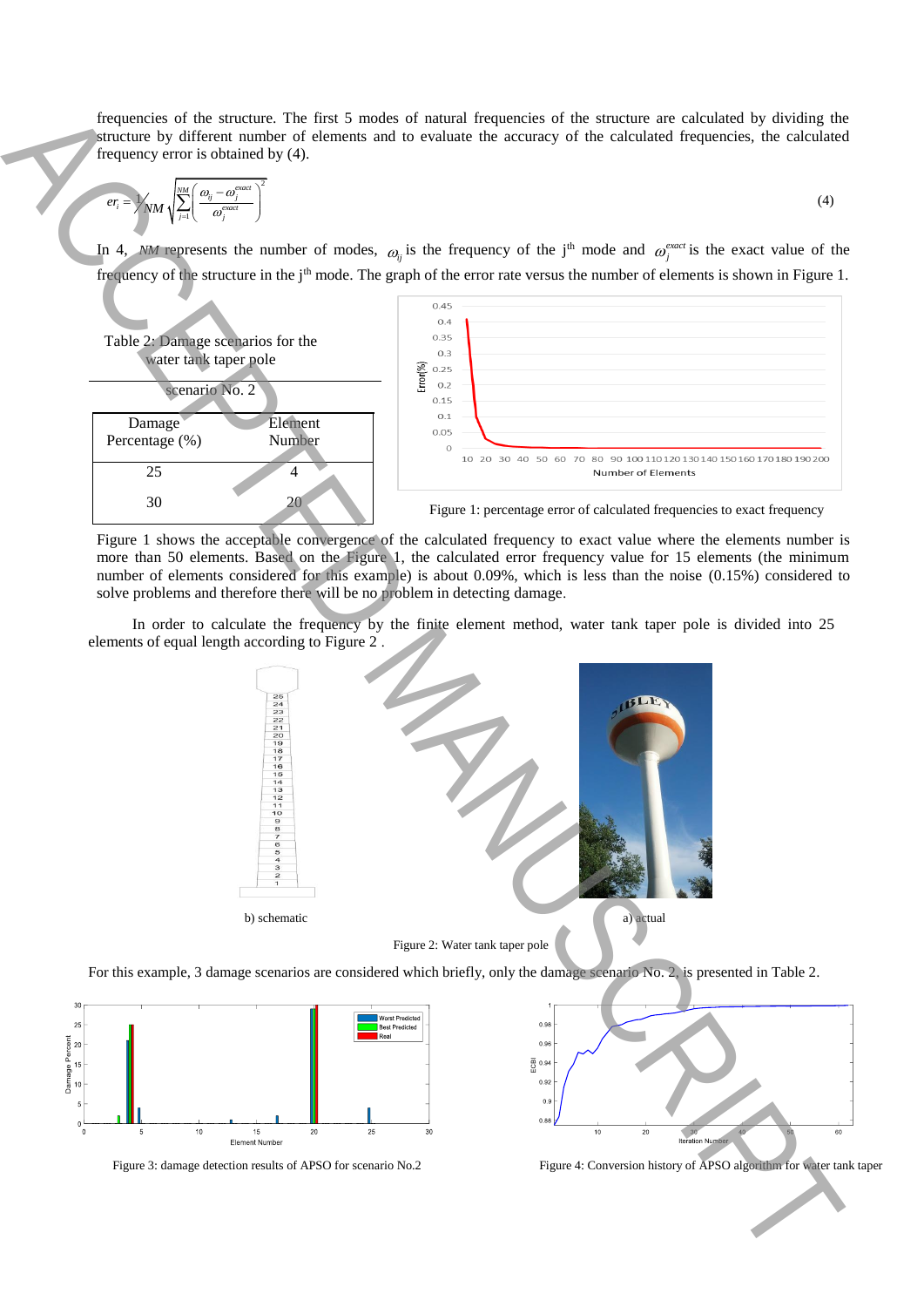frequencies of the structure. The first 5 modes of natural frequencies of the structure are calculated by dividing the structure by different number of elements and to evaluate the accuracy of the calculated frequencies, the calculated frequency error is obtained by (4).

$$er_i = \frac{1}{NM}\sqrt{\sum_{j=1}^{NM}\left(\frac{\omega_{ij}-\omega_j^{exact}}{\omega_j^{exact}}\right)^2} \tag{4}$$

In 4, $NM$ represents the number of modes, $\omega_{ij}$ is the frequency of the j[th] mode and $\omega_j^{exact}$ is the exact value of the frequency of the structure in the j[th] mode. The graph of the error rate versus the number of elements is shown in Figure 1.

Table 2: Damage scenarios for the water tank taper pole

| scenario No. 2 | |
|---|---|
| Damage Percentage (%) | Element Number |
| 25 | 4 |
| 30 | 20 |

Figure 1: percentage error of calculated frequencies to exact frequency

Figure 1 shows the acceptable convergence of the calculated frequency to exact value where the elements number is more than 50 elements. Based on the Figure 1, the calculated error frequency value for 15 elements (the minimum number of elements considered for this example) is about 0.09%, which is less than the noise (0.15%) considered to solve problems and therefore there will be no problem in detecting damage.

In order to calculate the frequency by the finite element method, water tank taper pole is divided into 25 elements of equal length according to Figure 2 .

b) schematic

a) actual

Figure 2: Water tank taper pole

For this example, 3 damage scenarios are considered which briefly, only the damage scenario No. 2, is presented in Table 2.

Figure 3: damage detection results of APSO for scenario No.2

Figure 4: Conversion history of APSO algorithm for water tank taper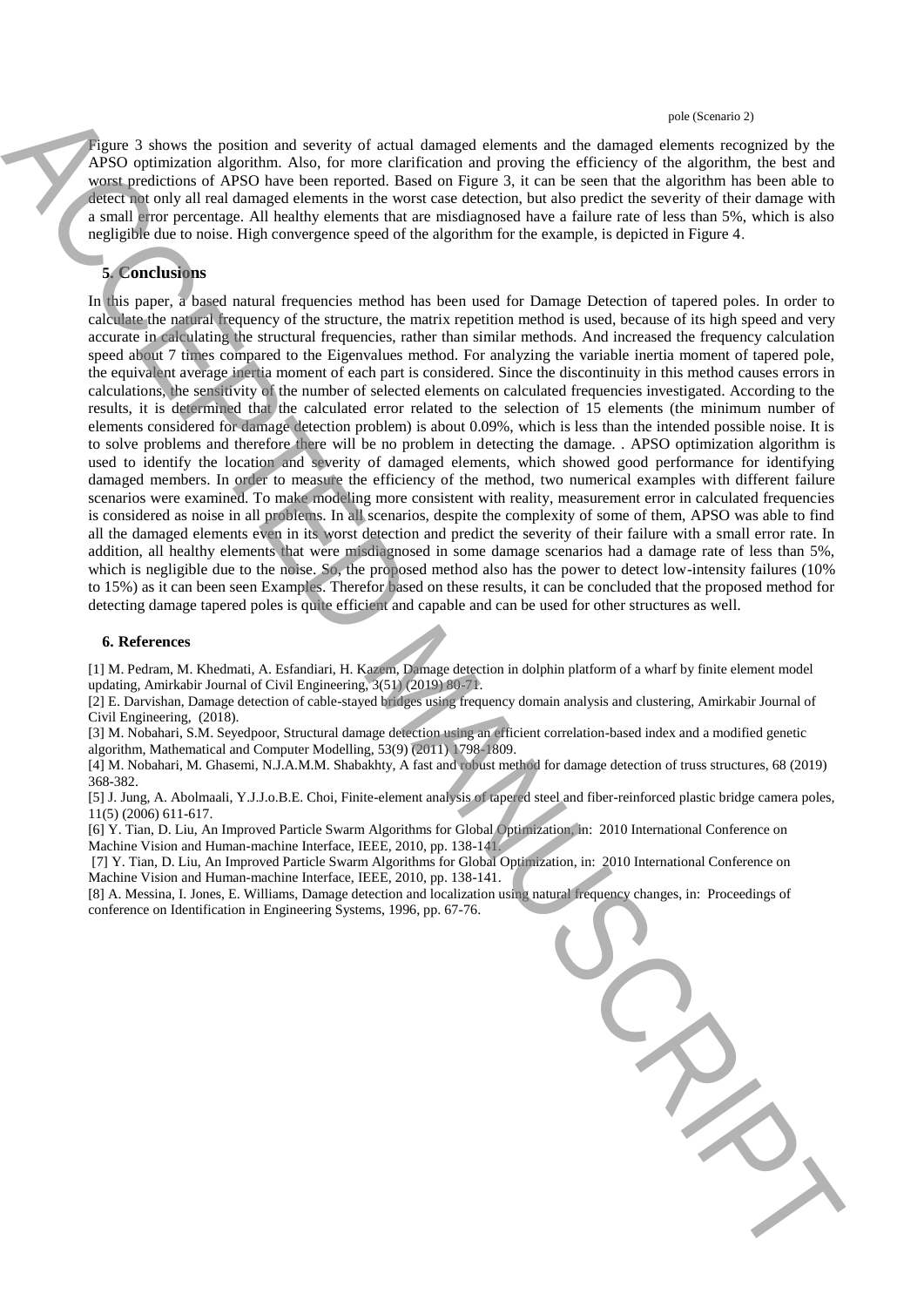pole (Scenario 2)

Figure 3 shows the position and severity of actual damaged elements and the damaged elements recognized by the APSO optimization algorithm. Also, for more clarification and proving the efficiency of the algorithm, the best and worst predictions of APSO have been reported. Based on Figure 3, it can be seen that the algorithm has been able to detect not only all real damaged elements in the worst case detection, but also predict the severity of their damage with a small error percentage. All healthy elements that are misdiagnosed have a failure rate of less than 5%, which is also negligible due to noise. High convergence speed of the algorithm for the example, is depicted in Figure 4.

## 5. Conclusions

In this paper, a based natural frequencies method has been used for Damage Detection of tapered poles. In order to calculate the natural frequency of the structure, the matrix repetition method is used, because of its high speed and very accurate in calculating the structural frequencies, rather than similar methods. And increased the frequency calculation speed about 7 times compared to the Eigenvalues method. For analyzing the variable inertia moment of tapered pole, the equivalent average inertia moment of each part is considered. Since the discontinuity in this method causes errors in calculations, the sensitivity of the number of selected elements on calculated frequencies investigated. According to the results, it is determined that the calculated error related to the selection of 15 elements (the minimum number of elements considered for damage detection problem) is about 0.09%, which is less than the intended possible noise. It is to solve problems and therefore there will be no problem in detecting the damage. . APSO optimization algorithm is used to identify the location and severity of damaged elements, which showed good performance for identifying damaged members. In order to measure the efficiency of the method, two numerical examples with different failure scenarios were examined. To make modeling more consistent with reality, measurement error in calculated frequencies is considered as noise in all problems. In all scenarios, despite the complexity of some of them, APSO was able to find all the damaged elements even in its worst detection and predict the severity of their failure with a small error rate. In addition, all healthy elements that were misdiagnosed in some damage scenarios had a damage rate of less than 5%, which is negligible due to the noise. So, the proposed method also has the power to detect low-intensity failures (10% to 15%) as it can been seen Examples. Therefor based on these results, it can be concluded that the proposed method for detecting damage tapered poles is quite efficient and capable and can be used for other structures as well.

## 6. References

[1] M. Pedram, M. Khedmati, A. Esfandiari, H. Kazem, Damage detection in dolphin platform of a wharf by finite element model updating, Amirkabir Journal of Civil Engineering, 3(51) (2019) 80-71.

[2] E. Darvishan, Damage detection of cable-stayed bridges using frequency domain analysis and clustering, Amirkabir Journal of Civil Engineering, (2018).

[3] M. Nobahari, S.M. Seyedpoor, Structural damage detection using an efficient correlation-based index and a modified genetic algorithm, Mathematical and Computer Modelling, 53(9) (2011) 1798-1809.

[4] M. Nobahari, M. Ghasemi, N.J.A.M.M. Shabakhty, A fast and robust method for damage detection of truss structures, 68 (2019) 368-382.

[5] J. Jung, A. Abolmaali, Y.J.J.o.B.E. Choi, Finite-element analysis of tapered steel and fiber-reinforced plastic bridge camera poles, 11(5) (2006) 611-617.

[6] Y. Tian, D. Liu, An Improved Particle Swarm Algorithms for Global Optimization, in: 2010 International Conference on Machine Vision and Human-machine Interface, IEEE, 2010, pp. 138-141.

[7] Y. Tian, D. Liu, An Improved Particle Swarm Algorithms for Global Optimization, in: 2010 International Conference on Machine Vision and Human-machine Interface, IEEE, 2010, pp. 138-141.

[8] A. Messina, I. Jones, E. Williams, Damage detection and localization using natural frequency changes, in: Proceedings of conference on Identification in Engineering Systems, 1996, pp. 67-76.